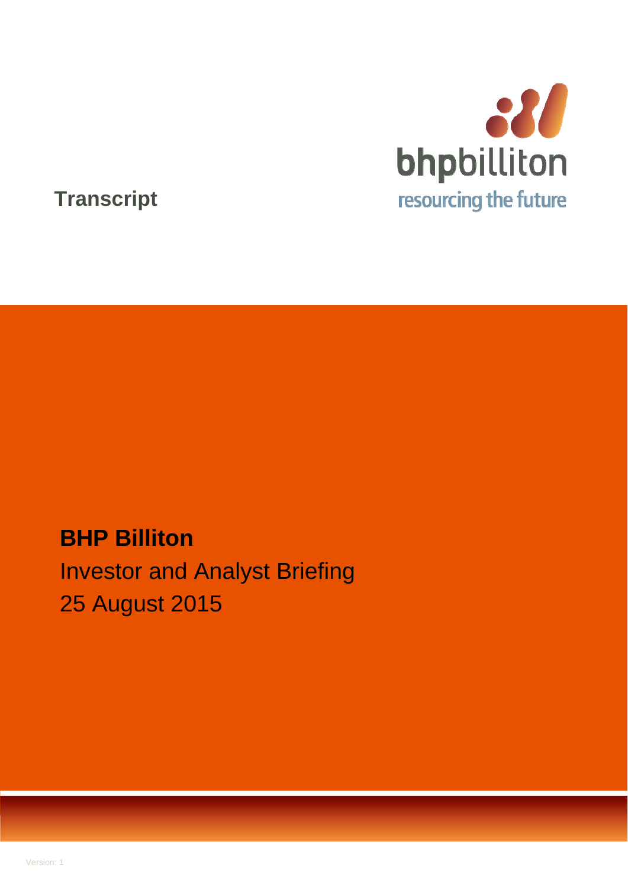**Transcript**

bhpbilliton

resourcing the future

# BHP Billiton

Investor and Analyst Briefing

25 August 2015

Version: 1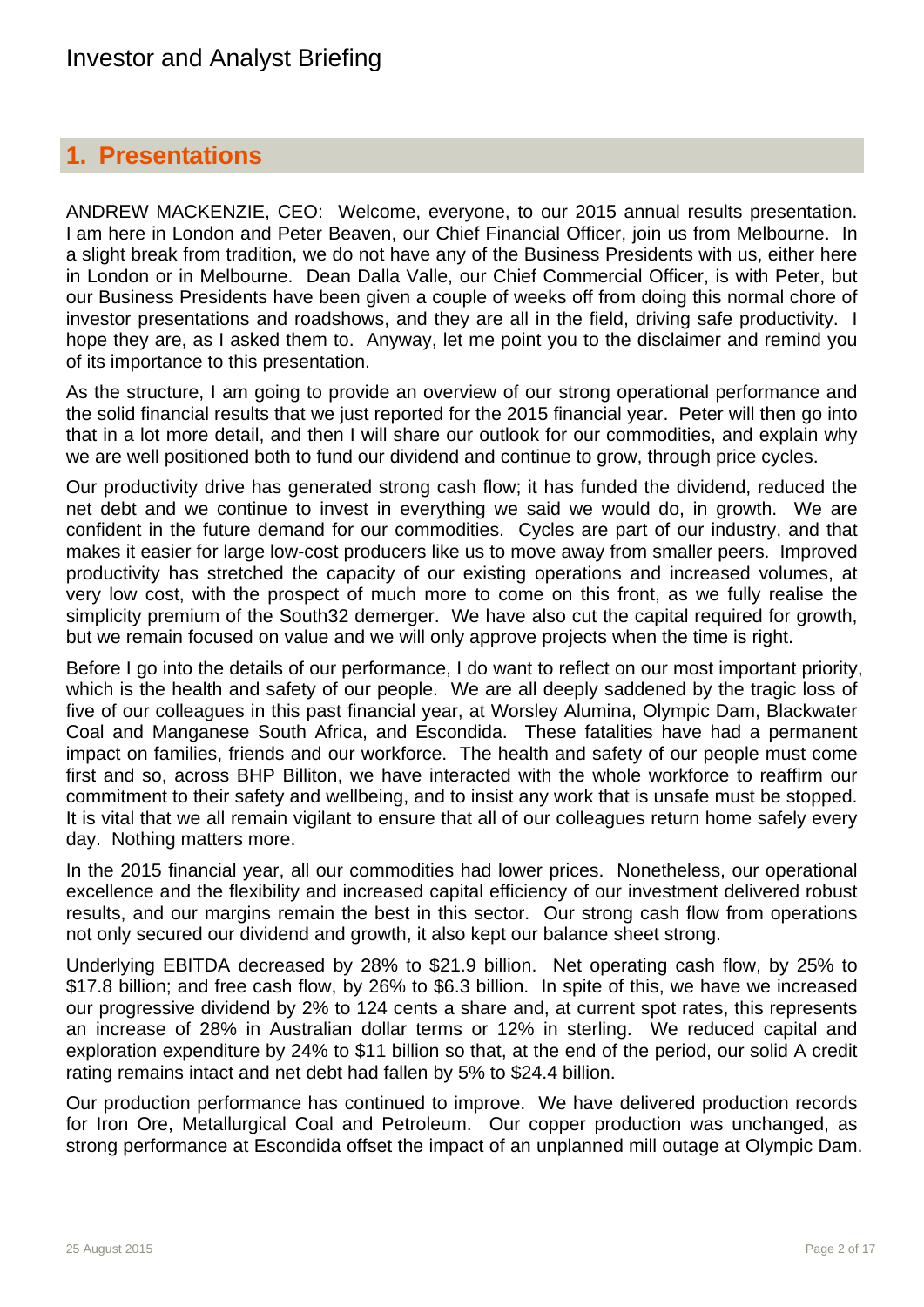## 1. Presentations

ANDREW MACKENZIE, CEO: Welcome, everyone, to our 2015 annual results presentation. I am here in London and Peter Beaven, our Chief Financial Officer, join us from Melbourne. In a slight break from tradition, we do not have any of the Business Presidents with us, either here in London or in Melbourne. Dean Dalla Valle, our Chief Commercial Officer, is with Peter, but our Business Presidents have been given a couple of weeks off from doing this normal chore of investor presentations and roadshows, and they are all in the field, driving safe productivity. I hope they are, as I asked them to. Anyway, let me point you to the disclaimer and remind you of its importance to this presentation.

As the structure, I am going to provide an overview of our strong operational performance and the solid financial results that we just reported for the 2015 financial year. Peter will then go into that in a lot more detail, and then I will share our outlook for our commodities, and explain why we are well positioned both to fund our dividend and continue to grow, through price cycles.

Our productivity drive has generated strong cash flow; it has funded the dividend, reduced the net debt and we continue to invest in everything we said we would do, in growth. We are confident in the future demand for our commodities. Cycles are part of our industry, and that makes it easier for large low-cost producers like us to move away from smaller peers. Improved productivity has stretched the capacity of our existing operations and increased volumes, at very low cost, with the prospect of much more to come on this front, as we fully realise the simplicity premium of the South32 demerger. We have also cut the capital required for growth, but we remain focused on value and we will only approve projects when the time is right.

Before I go into the details of our performance, I do want to reflect on our most important priority, which is the health and safety of our people. We are all deeply saddened by the tragic loss of five of our colleagues in this past financial year, at Worsley Alumina, Olympic Dam, Blackwater Coal and Manganese South Africa, and Escondida. These fatalities have had a permanent impact on families, friends and our workforce. The health and safety of our people must come first and so, across BHP Billiton, we have interacted with the whole workforce to reaffirm our commitment to their safety and wellbeing, and to insist any work that is unsafe must be stopped. It is vital that we all remain vigilant to ensure that all of our colleagues return home safely every day. Nothing matters more.

In the 2015 financial year, all our commodities had lower prices. Nonetheless, our operational excellence and the flexibility and increased capital efficiency of our investment delivered robust results, and our margins remain the best in this sector. Our strong cash flow from operations not only secured our dividend and growth, it also kept our balance sheet strong.

Underlying EBITDA decreased by 28% to $21.9 billion. Net operating cash flow, by 25% to $17.8 billion; and free cash flow, by 26% to $6.3 billion. In spite of this, we have we increased our progressive dividend by 2% to 124 cents a share and, at current spot rates, this represents an increase of 28% in Australian dollar terms or 12% in sterling. We reduced capital and exploration expenditure by 24% to $11 billion so that, at the end of the period, our solid A credit rating remains intact and net debt had fallen by 5% to $24.4 billion.

Our production performance has continued to improve. We have delivered production records for Iron Ore, Metallurgical Coal and Petroleum. Our copper production was unchanged, as strong performance at Escondida offset the impact of an unplanned mill outage at Olympic Dam.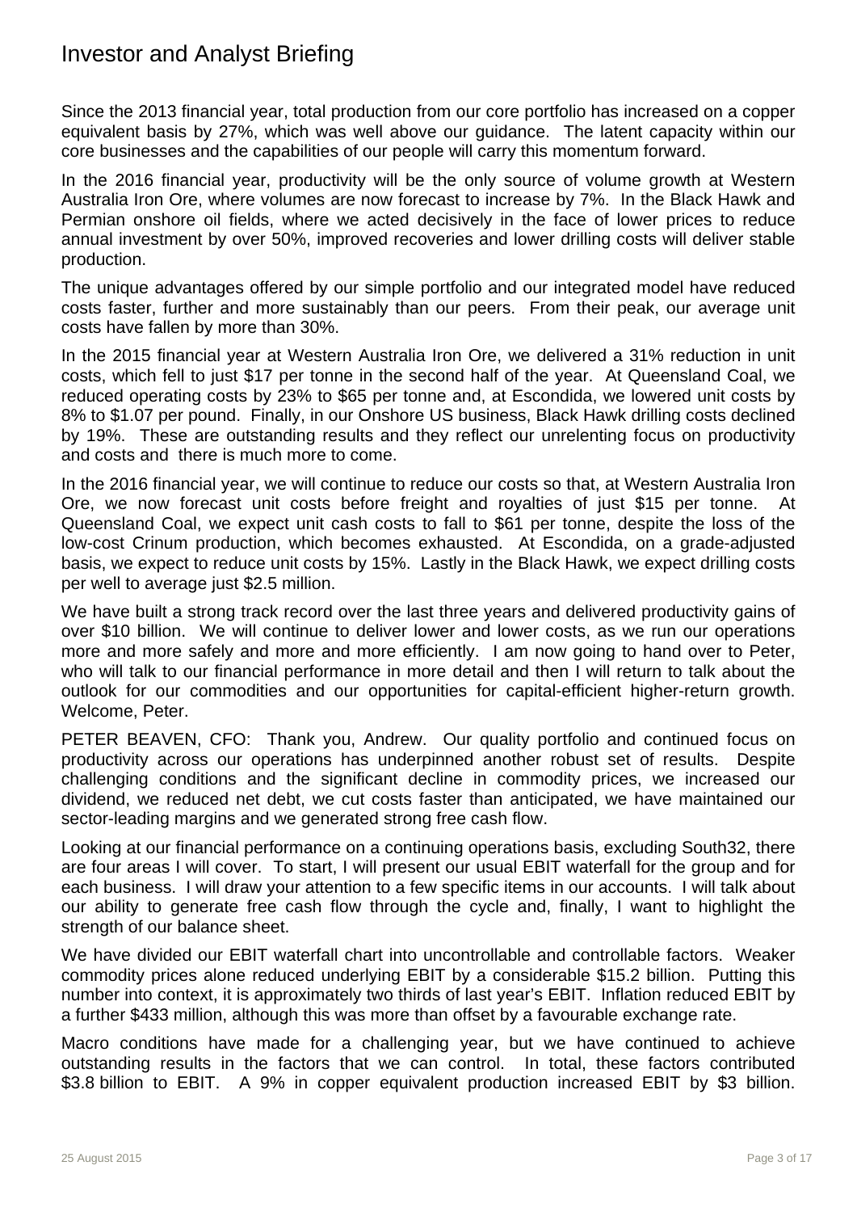Since the 2013 financial year, total production from our core portfolio has increased on a copper equivalent basis by 27%, which was well above our guidance. The latent capacity within our core businesses and the capabilities of our people will carry this momentum forward.

In the 2016 financial year, productivity will be the only source of volume growth at Western Australia Iron Ore, where volumes are now forecast to increase by 7%. In the Black Hawk and Permian onshore oil fields, where we acted decisively in the face of lower prices to reduce annual investment by over 50%, improved recoveries and lower drilling costs will deliver stable production.

The unique advantages offered by our simple portfolio and our integrated model have reduced costs faster, further and more sustainably than our peers. From their peak, our average unit costs have fallen by more than 30%.

In the 2015 financial year at Western Australia Iron Ore, we delivered a 31% reduction in unit costs, which fell to just $17 per tonne in the second half of the year. At Queensland Coal, we reduced operating costs by 23% to $65 per tonne and, at Escondida, we lowered unit costs by 8% to $1.07 per pound. Finally, in our Onshore US business, Black Hawk drilling costs declined by 19%. These are outstanding results and they reflect our unrelenting focus on productivity and costs and there is much more to come.

In the 2016 financial year, we will continue to reduce our costs so that, at Western Australia Iron Ore, we now forecast unit costs before freight and royalties of just $15 per tonne. At Queensland Coal, we expect unit cash costs to fall to $61 per tonne, despite the loss of the low-cost Crinum production, which becomes exhausted. At Escondida, on a grade-adjusted basis, we expect to reduce unit costs by 15%. Lastly in the Black Hawk, we expect drilling costs per well to average just $2.5 million.

We have built a strong track record over the last three years and delivered productivity gains of over $10 billion. We will continue to deliver lower and lower costs, as we run our operations more and more safely and more and more efficiently. I am now going to hand over to Peter, who will talk to our financial performance in more detail and then I will return to talk about the outlook for our commodities and our opportunities for capital-efficient higher-return growth. Welcome, Peter.

PETER BEAVEN, CFO: Thank you, Andrew. Our quality portfolio and continued focus on productivity across our operations has underpinned another robust set of results. Despite challenging conditions and the significant decline in commodity prices, we increased our dividend, we reduced net debt, we cut costs faster than anticipated, we have maintained our sector-leading margins and we generated strong free cash flow.

Looking at our financial performance on a continuing operations basis, excluding South32, there are four areas I will cover. To start, I will present our usual EBIT waterfall for the group and for each business. I will draw your attention to a few specific items in our accounts. I will talk about our ability to generate free cash flow through the cycle and, finally, I want to highlight the strength of our balance sheet.

We have divided our EBIT waterfall chart into uncontrollable and controllable factors. Weaker commodity prices alone reduced underlying EBIT by a considerable $15.2 billion. Putting this number into context, it is approximately two thirds of last year's EBIT. Inflation reduced EBIT by a further $433 million, although this was more than offset by a favourable exchange rate.

Macro conditions have made for a challenging year, but we have continued to achieve outstanding results in the factors that we can control. In total, these factors contributed $3.8 billion to EBIT. A 9% in copper equivalent production increased EBIT by $3 billion.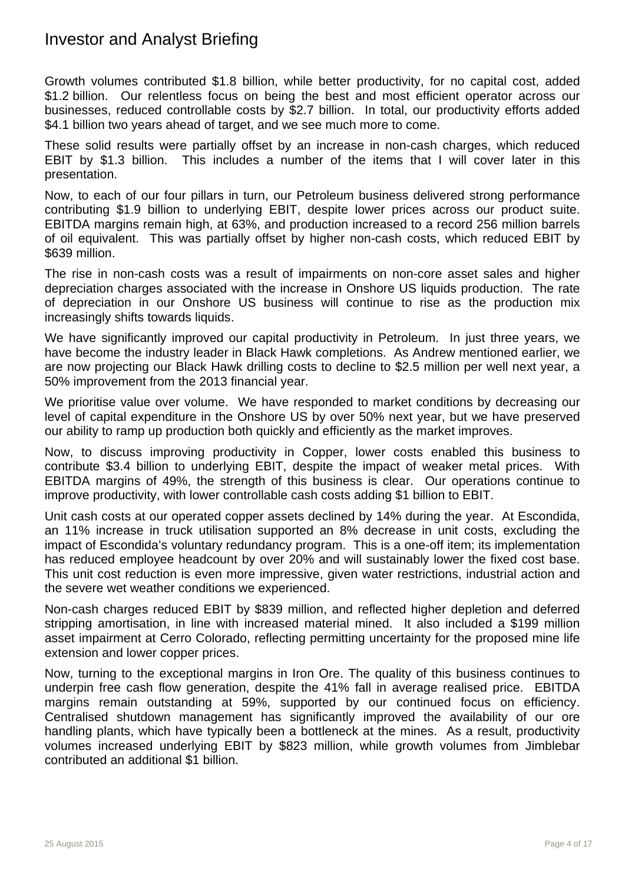Growth volumes contributed $1.8 billion, while better productivity, for no capital cost, added $1.2 billion. Our relentless focus on being the best and most efficient operator across our businesses, reduced controllable costs by $2.7 billion. In total, our productivity efforts added $4.1 billion two years ahead of target, and we see much more to come.

These solid results were partially offset by an increase in non-cash charges, which reduced EBIT by $1.3 billion. This includes a number of the items that I will cover later in this presentation.

Now, to each of our four pillars in turn, our Petroleum business delivered strong performance contributing $1.9 billion to underlying EBIT, despite lower prices across our product suite. EBITDA margins remain high, at 63%, and production increased to a record 256 million barrels of oil equivalent. This was partially offset by higher non-cash costs, which reduced EBIT by $639 million.

The rise in non-cash costs was a result of impairments on non-core asset sales and higher depreciation charges associated with the increase in Onshore US liquids production. The rate of depreciation in our Onshore US business will continue to rise as the production mix increasingly shifts towards liquids.

We have significantly improved our capital productivity in Petroleum. In just three years, we have become the industry leader in Black Hawk completions. As Andrew mentioned earlier, we are now projecting our Black Hawk drilling costs to decline to $2.5 million per well next year, a 50% improvement from the 2013 financial year.

We prioritise value over volume. We have responded to market conditions by decreasing our level of capital expenditure in the Onshore US by over 50% next year, but we have preserved our ability to ramp up production both quickly and efficiently as the market improves.

Now, to discuss improving productivity in Copper, lower costs enabled this business to contribute $3.4 billion to underlying EBIT, despite the impact of weaker metal prices. With EBITDA margins of 49%, the strength of this business is clear. Our operations continue to improve productivity, with lower controllable cash costs adding $1 billion to EBIT.

Unit cash costs at our operated copper assets declined by 14% during the year. At Escondida, an 11% increase in truck utilisation supported an 8% decrease in unit costs, excluding the impact of Escondida's voluntary redundancy program. This is a one-off item; its implementation has reduced employee headcount by over 20% and will sustainably lower the fixed cost base. This unit cost reduction is even more impressive, given water restrictions, industrial action and the severe wet weather conditions we experienced.

Non-cash charges reduced EBIT by $839 million, and reflected higher depletion and deferred stripping amortisation, in line with increased material mined. It also included a $199 million asset impairment at Cerro Colorado, reflecting permitting uncertainty for the proposed mine life extension and lower copper prices.

Now, turning to the exceptional margins in Iron Ore. The quality of this business continues to underpin free cash flow generation, despite the 41% fall in average realised price. EBITDA margins remain outstanding at 59%, supported by our continued focus on efficiency. Centralised shutdown management has significantly improved the availability of our ore handling plants, which have typically been a bottleneck at the mines. As a result, productivity volumes increased underlying EBIT by $823 million, while growth volumes from Jimblebar contributed an additional $1 billion.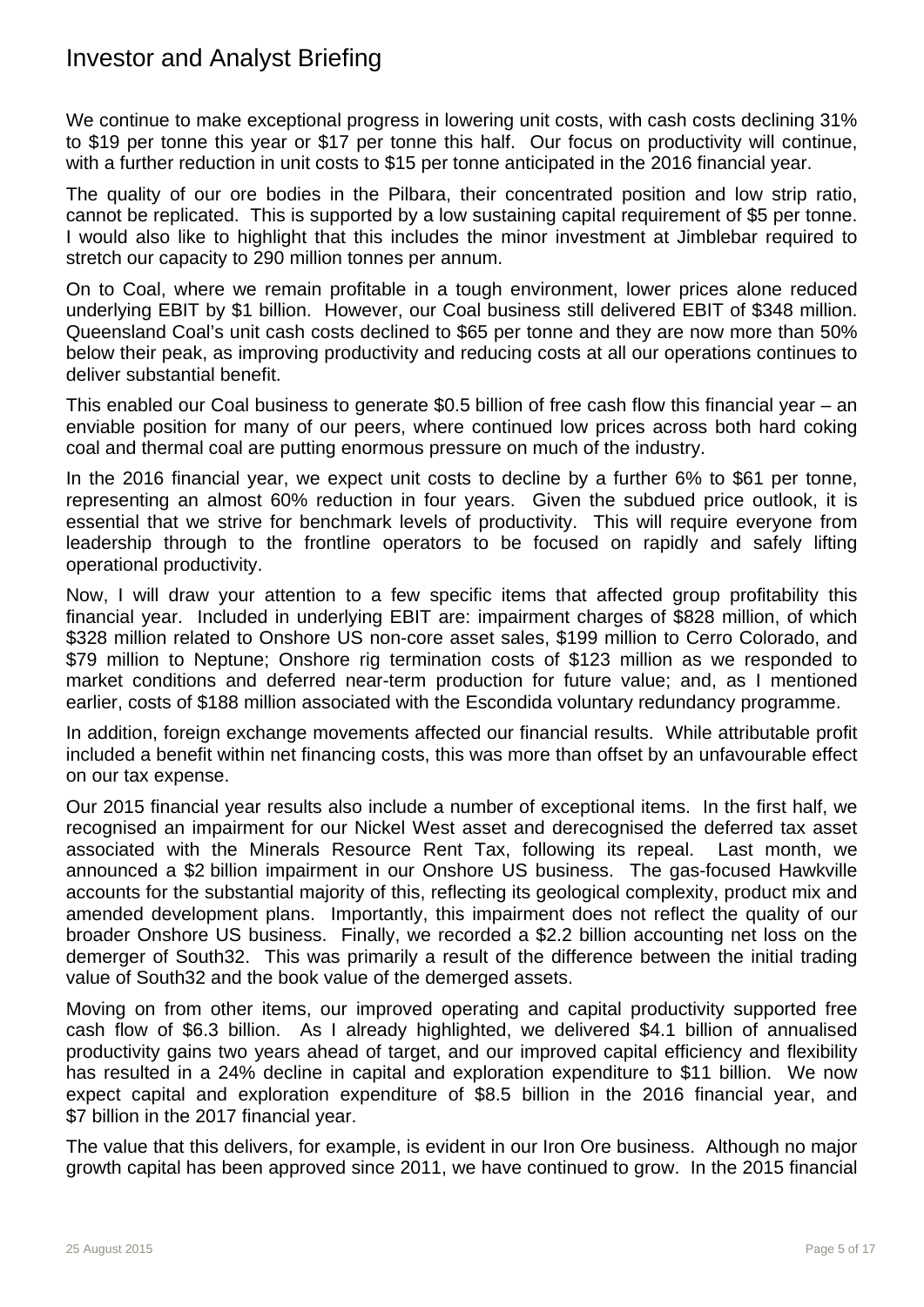We continue to make exceptional progress in lowering unit costs, with cash costs declining 31% to $19 per tonne this year or $17 per tonne this half. Our focus on productivity will continue, with a further reduction in unit costs to $15 per tonne anticipated in the 2016 financial year.

The quality of our ore bodies in the Pilbara, their concentrated position and low strip ratio, cannot be replicated. This is supported by a low sustaining capital requirement of $5 per tonne. I would also like to highlight that this includes the minor investment at Jimblebar required to stretch our capacity to 290 million tonnes per annum.

On to Coal, where we remain profitable in a tough environment, lower prices alone reduced underlying EBIT by $1 billion. However, our Coal business still delivered EBIT of $348 million. Queensland Coal's unit cash costs declined to $65 per tonne and they are now more than 50% below their peak, as improving productivity and reducing costs at all our operations continues to deliver substantial benefit.

This enabled our Coal business to generate $0.5 billion of free cash flow this financial year – an enviable position for many of our peers, where continued low prices across both hard coking coal and thermal coal are putting enormous pressure on much of the industry.

In the 2016 financial year, we expect unit costs to decline by a further 6% to $61 per tonne, representing an almost 60% reduction in four years. Given the subdued price outlook, it is essential that we strive for benchmark levels of productivity. This will require everyone from leadership through to the frontline operators to be focused on rapidly and safely lifting operational productivity.

Now, I will draw your attention to a few specific items that affected group profitability this financial year. Included in underlying EBIT are: impairment charges of $828 million, of which $328 million related to Onshore US non-core asset sales, $199 million to Cerro Colorado, and $79 million to Neptune; Onshore rig termination costs of $123 million as we responded to market conditions and deferred near-term production for future value; and, as I mentioned earlier, costs of $188 million associated with the Escondida voluntary redundancy programme.

In addition, foreign exchange movements affected our financial results. While attributable profit included a benefit within net financing costs, this was more than offset by an unfavourable effect on our tax expense.

Our 2015 financial year results also include a number of exceptional items. In the first half, we recognised an impairment for our Nickel West asset and derecognised the deferred tax asset associated with the Minerals Resource Rent Tax, following its repeal. Last month, we announced a $2 billion impairment in our Onshore US business. The gas-focused Hawkville accounts for the substantial majority of this, reflecting its geological complexity, product mix and amended development plans. Importantly, this impairment does not reflect the quality of our broader Onshore US business. Finally, we recorded a $2.2 billion accounting net loss on the demerger of South32. This was primarily a result of the difference between the initial trading value of South32 and the book value of the demerged assets.

Moving on from other items, our improved operating and capital productivity supported free cash flow of $6.3 billion. As I already highlighted, we delivered $4.1 billion of annualised productivity gains two years ahead of target, and our improved capital efficiency and flexibility has resulted in a 24% decline in capital and exploration expenditure to $11 billion. We now expect capital and exploration expenditure of $8.5 billion in the 2016 financial year, and $7 billion in the 2017 financial year.

The value that this delivers, for example, is evident in our Iron Ore business. Although no major growth capital has been approved since 2011, we have continued to grow. In the 2015 financial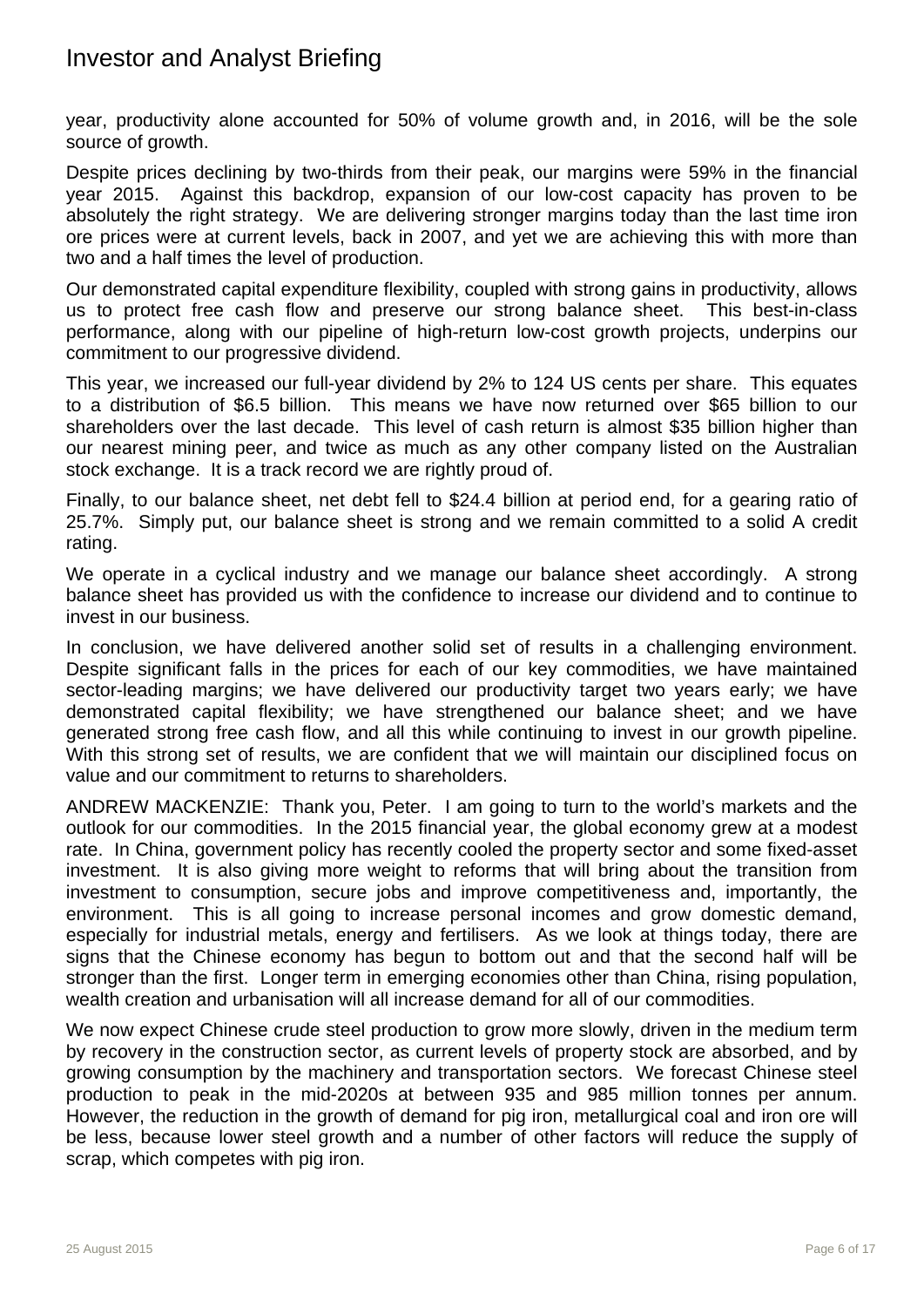year, productivity alone accounted for 50% of volume growth and, in 2016, will be the sole source of growth.

Despite prices declining by two-thirds from their peak, our margins were 59% in the financial year 2015. Against this backdrop, expansion of our low-cost capacity has proven to be absolutely the right strategy. We are delivering stronger margins today than the last time iron ore prices were at current levels, back in 2007, and yet we are achieving this with more than two and a half times the level of production.

Our demonstrated capital expenditure flexibility, coupled with strong gains in productivity, allows us to protect free cash flow and preserve our strong balance sheet. This best-in-class performance, along with our pipeline of high-return low-cost growth projects, underpins our commitment to our progressive dividend.

This year, we increased our full-year dividend by 2% to 124 US cents per share. This equates to a distribution of $6.5 billion. This means we have now returned over $65 billion to our shareholders over the last decade. This level of cash return is almost $35 billion higher than our nearest mining peer, and twice as much as any other company listed on the Australian stock exchange. It is a track record we are rightly proud of.

Finally, to our balance sheet, net debt fell to $24.4 billion at period end, for a gearing ratio of 25.7%. Simply put, our balance sheet is strong and we remain committed to a solid A credit rating.

We operate in a cyclical industry and we manage our balance sheet accordingly. A strong balance sheet has provided us with the confidence to increase our dividend and to continue to invest in our business.

In conclusion, we have delivered another solid set of results in a challenging environment. Despite significant falls in the prices for each of our key commodities, we have maintained sector-leading margins; we have delivered our productivity target two years early; we have demonstrated capital flexibility; we have strengthened our balance sheet; and we have generated strong free cash flow, and all this while continuing to invest in our growth pipeline. With this strong set of results, we are confident that we will maintain our disciplined focus on value and our commitment to returns to shareholders.

ANDREW MACKENZIE: Thank you, Peter. I am going to turn to the world's markets and the outlook for our commodities. In the 2015 financial year, the global economy grew at a modest rate. In China, government policy has recently cooled the property sector and some fixed-asset investment. It is also giving more weight to reforms that will bring about the transition from investment to consumption, secure jobs and improve competitiveness and, importantly, the environment. This is all going to increase personal incomes and grow domestic demand, especially for industrial metals, energy and fertilisers. As we look at things today, there are signs that the Chinese economy has begun to bottom out and that the second half will be stronger than the first. Longer term in emerging economies other than China, rising population, wealth creation and urbanisation will all increase demand for all of our commodities.

We now expect Chinese crude steel production to grow more slowly, driven in the medium term by recovery in the construction sector, as current levels of property stock are absorbed, and by growing consumption by the machinery and transportation sectors. We forecast Chinese steel production to peak in the mid-2020s at between 935 and 985 million tonnes per annum. However, the reduction in the growth of demand for pig iron, metallurgical coal and iron ore will be less, because lower steel growth and a number of other factors will reduce the supply of scrap, which competes with pig iron.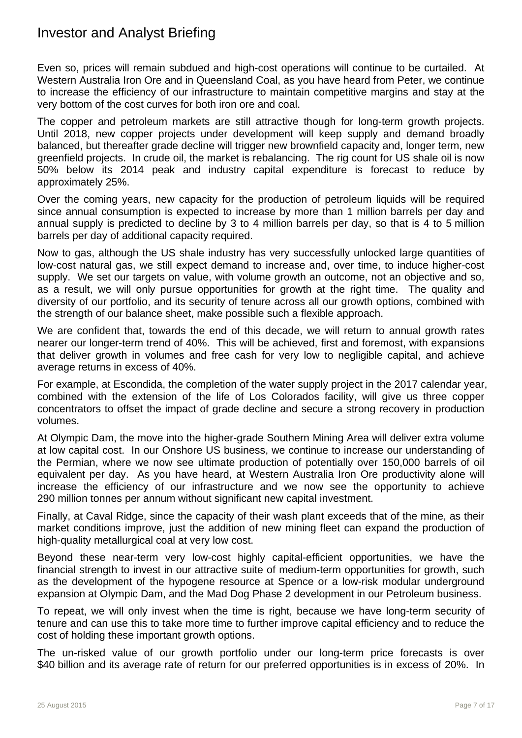Even so, prices will remain subdued and high-cost operations will continue to be curtailed. At Western Australia Iron Ore and in Queensland Coal, as you have heard from Peter, we continue to increase the efficiency of our infrastructure to maintain competitive margins and stay at the very bottom of the cost curves for both iron ore and coal.

The copper and petroleum markets are still attractive though for long-term growth projects. Until 2018, new copper projects under development will keep supply and demand broadly balanced, but thereafter grade decline will trigger new brownfield capacity and, longer term, new greenfield projects. In crude oil, the market is rebalancing. The rig count for US shale oil is now 50% below its 2014 peak and industry capital expenditure is forecast to reduce by approximately 25%.

Over the coming years, new capacity for the production of petroleum liquids will be required since annual consumption is expected to increase by more than 1 million barrels per day and annual supply is predicted to decline by 3 to 4 million barrels per day, so that is 4 to 5 million barrels per day of additional capacity required.

Now to gas, although the US shale industry has very successfully unlocked large quantities of low-cost natural gas, we still expect demand to increase and, over time, to induce higher-cost supply. We set our targets on value, with volume growth an outcome, not an objective and so, as a result, we will only pursue opportunities for growth at the right time. The quality and diversity of our portfolio, and its security of tenure across all our growth options, combined with the strength of our balance sheet, make possible such a flexible approach.

We are confident that, towards the end of this decade, we will return to annual growth rates nearer our longer-term trend of 40%. This will be achieved, first and foremost, with expansions that deliver growth in volumes and free cash for very low to negligible capital, and achieve average returns in excess of 40%.

For example, at Escondida, the completion of the water supply project in the 2017 calendar year, combined with the extension of the life of Los Colorados facility, will give us three copper concentrators to offset the impact of grade decline and secure a strong recovery in production volumes.

At Olympic Dam, the move into the higher-grade Southern Mining Area will deliver extra volume at low capital cost. In our Onshore US business, we continue to increase our understanding of the Permian, where we now see ultimate production of potentially over 150,000 barrels of oil equivalent per day. As you have heard, at Western Australia Iron Ore productivity alone will increase the efficiency of our infrastructure and we now see the opportunity to achieve 290 million tonnes per annum without significant new capital investment.

Finally, at Caval Ridge, since the capacity of their wash plant exceeds that of the mine, as their market conditions improve, just the addition of new mining fleet can expand the production of high-quality metallurgical coal at very low cost.

Beyond these near-term very low-cost highly capital-efficient opportunities, we have the financial strength to invest in our attractive suite of medium-term opportunities for growth, such as the development of the hypogene resource at Spence or a low-risk modular underground expansion at Olympic Dam, and the Mad Dog Phase 2 development in our Petroleum business.

To repeat, we will only invest when the time is right, because we have long-term security of tenure and can use this to take more time to further improve capital efficiency and to reduce the cost of holding these important growth options.

The un-risked value of our growth portfolio under our long-term price forecasts is over \$40 billion and its average rate of return for our preferred opportunities is in excess of 20%. In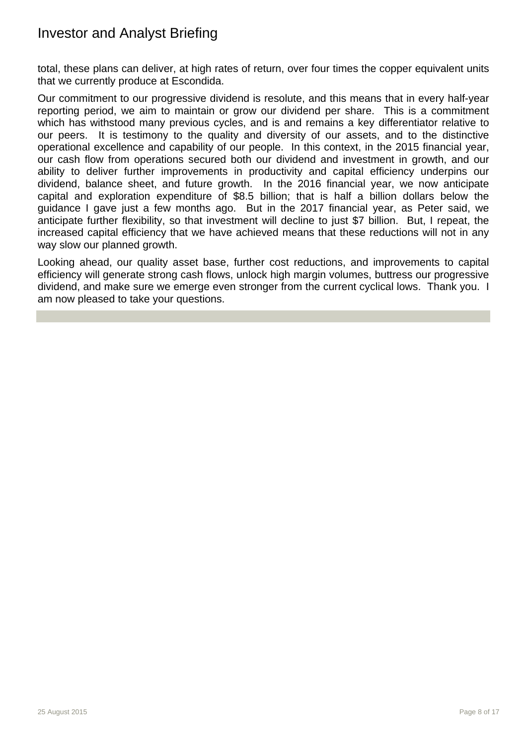total, these plans can deliver, at high rates of return, over four times the copper equivalent units that we currently produce at Escondida.

Our commitment to our progressive dividend is resolute, and this means that in every half-year reporting period, we aim to maintain or grow our dividend per share. This is a commitment which has withstood many previous cycles, and is and remains a key differentiator relative to our peers. It is testimony to the quality and diversity of our assets, and to the distinctive operational excellence and capability of our people. In this context, in the 2015 financial year, our cash flow from operations secured both our dividend and investment in growth, and our ability to deliver further improvements in productivity and capital efficiency underpins our dividend, balance sheet, and future growth. In the 2016 financial year, we now anticipate capital and exploration expenditure of $8.5 billion; that is half a billion dollars below the guidance I gave just a few months ago. But in the 2017 financial year, as Peter said, we anticipate further flexibility, so that investment will decline to just $7 billion. But, I repeat, the increased capital efficiency that we have achieved means that these reductions will not in any way slow our planned growth.

Looking ahead, our quality asset base, further cost reductions, and improvements to capital efficiency will generate strong cash flows, unlock high margin volumes, buttress our progressive dividend, and make sure we emerge even stronger from the current cyclical lows. Thank you. I am now pleased to take your questions.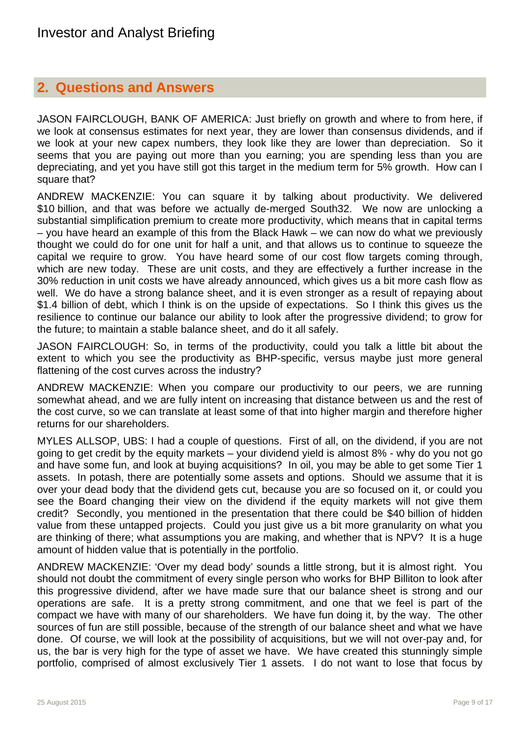## 2. Questions and Answers

JASON FAIRCLOUGH, BANK OF AMERICA: Just briefly on growth and where to from here, if we look at consensus estimates for next year, they are lower than consensus dividends, and if we look at your new capex numbers, they look like they are lower than depreciation. So it seems that you are paying out more than you earning; you are spending less than you are depreciating, and yet you have still got this target in the medium term for 5% growth. How can I square that?

ANDREW MACKENZIE: You can square it by talking about productivity. We delivered $10 billion, and that was before we actually de-merged South32. We now are unlocking a substantial simplification premium to create more productivity, which means that in capital terms – you have heard an example of this from the Black Hawk – we can now do what we previously thought we could do for one unit for half a unit, and that allows us to continue to squeeze the capital we require to grow. You have heard some of our cost flow targets coming through, which are new today. These are unit costs, and they are effectively a further increase in the 30% reduction in unit costs we have already announced, which gives us a bit more cash flow as well. We do have a strong balance sheet, and it is even stronger as a result of repaying about $1.4 billion of debt, which I think is on the upside of expectations. So I think this gives us the resilience to continue our balance our ability to look after the progressive dividend; to grow for the future; to maintain a stable balance sheet, and do it all safely.

JASON FAIRCLOUGH: So, in terms of the productivity, could you talk a little bit about the extent to which you see the productivity as BHP-specific, versus maybe just more general flattening of the cost curves across the industry?

ANDREW MACKENZIE: When you compare our productivity to our peers, we are running somewhat ahead, and we are fully intent on increasing that distance between us and the rest of the cost curve, so we can translate at least some of that into higher margin and therefore higher returns for our shareholders.

MYLES ALLSOP, UBS: I had a couple of questions. First of all, on the dividend, if you are not going to get credit by the equity markets – your dividend yield is almost 8% - why do you not go and have some fun, and look at buying acquisitions? In oil, you may be able to get some Tier 1 assets. In potash, there are potentially some assets and options. Should we assume that it is over your dead body that the dividend gets cut, because you are so focused on it, or could you see the Board changing their view on the dividend if the equity markets will not give them credit? Secondly, you mentioned in the presentation that there could be $40 billion of hidden value from these untapped projects. Could you just give us a bit more granularity on what you are thinking of there; what assumptions you are making, and whether that is NPV? It is a huge amount of hidden value that is potentially in the portfolio.

ANDREW MACKENZIE: 'Over my dead body' sounds a little strong, but it is almost right. You should not doubt the commitment of every single person who works for BHP Billiton to look after this progressive dividend, after we have made sure that our balance sheet is strong and our operations are safe. It is a pretty strong commitment, and one that we feel is part of the compact we have with many of our shareholders. We have fun doing it, by the way. The other sources of fun are still possible, because of the strength of our balance sheet and what we have done. Of course, we will look at the possibility of acquisitions, but we will not over-pay and, for us, the bar is very high for the type of asset we have. We have created this stunningly simple portfolio, comprised of almost exclusively Tier 1 assets. I do not want to lose that focus by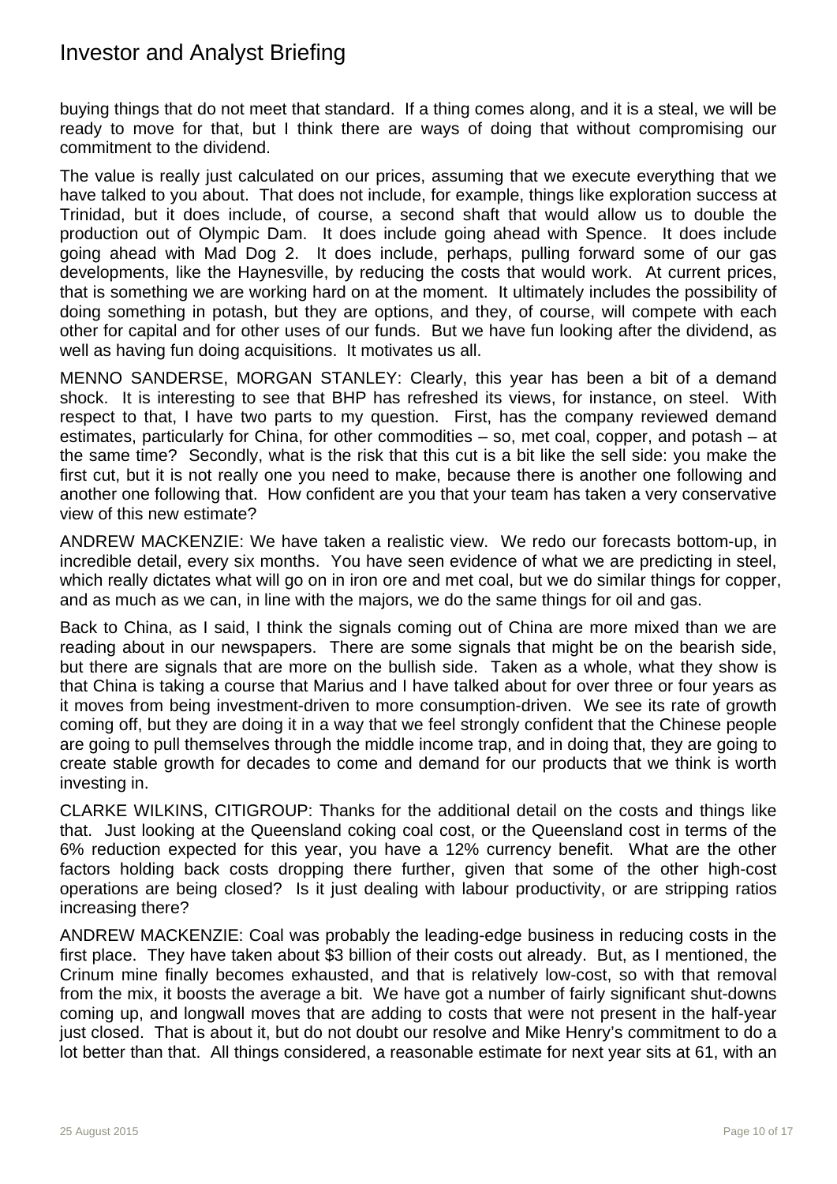buying things that do not meet that standard. If a thing comes along, and it is a steal, we will be ready to move for that, but I think there are ways of doing that without compromising our commitment to the dividend.

The value is really just calculated on our prices, assuming that we execute everything that we have talked to you about. That does not include, for example, things like exploration success at Trinidad, but it does include, of course, a second shaft that would allow us to double the production out of Olympic Dam. It does include going ahead with Spence. It does include going ahead with Mad Dog 2. It does include, perhaps, pulling forward some of our gas developments, like the Haynesville, by reducing the costs that would work. At current prices, that is something we are working hard on at the moment. It ultimately includes the possibility of doing something in potash, but they are options, and they, of course, will compete with each other for capital and for other uses of our funds. But we have fun looking after the dividend, as well as having fun doing acquisitions. It motivates us all.

MENNO SANDERSE, MORGAN STANLEY: Clearly, this year has been a bit of a demand shock. It is interesting to see that BHP has refreshed its views, for instance, on steel. With respect to that, I have two parts to my question. First, has the company reviewed demand estimates, particularly for China, for other commodities – so, met coal, copper, and potash – at the same time? Secondly, what is the risk that this cut is a bit like the sell side: you make the first cut, but it is not really one you need to make, because there is another one following and another one following that. How confident are you that your team has taken a very conservative view of this new estimate?

ANDREW MACKENZIE: We have taken a realistic view. We redo our forecasts bottom-up, in incredible detail, every six months. You have seen evidence of what we are predicting in steel, which really dictates what will go on in iron ore and met coal, but we do similar things for copper, and as much as we can, in line with the majors, we do the same things for oil and gas.

Back to China, as I said, I think the signals coming out of China are more mixed than we are reading about in our newspapers. There are some signals that might be on the bearish side, but there are signals that are more on the bullish side. Taken as a whole, what they show is that China is taking a course that Marius and I have talked about for over three or four years as it moves from being investment-driven to more consumption-driven. We see its rate of growth coming off, but they are doing it in a way that we feel strongly confident that the Chinese people are going to pull themselves through the middle income trap, and in doing that, they are going to create stable growth for decades to come and demand for our products that we think is worth investing in.

CLARKE WILKINS, CITIGROUP: Thanks for the additional detail on the costs and things like that. Just looking at the Queensland coking coal cost, or the Queensland cost in terms of the 6% reduction expected for this year, you have a 12% currency benefit. What are the other factors holding back costs dropping there further, given that some of the other high-cost operations are being closed? Is it just dealing with labour productivity, or are stripping ratios increasing there?

ANDREW MACKENZIE: Coal was probably the leading-edge business in reducing costs in the first place. They have taken about $3 billion of their costs out already. But, as I mentioned, the Crinum mine finally becomes exhausted, and that is relatively low-cost, so with that removal from the mix, it boosts the average a bit. We have got a number of fairly significant shut-downs coming up, and longwall moves that are adding to costs that were not present in the half-year just closed. That is about it, but do not doubt our resolve and Mike Henry's commitment to do a lot better than that. All things considered, a reasonable estimate for next year sits at 61, with an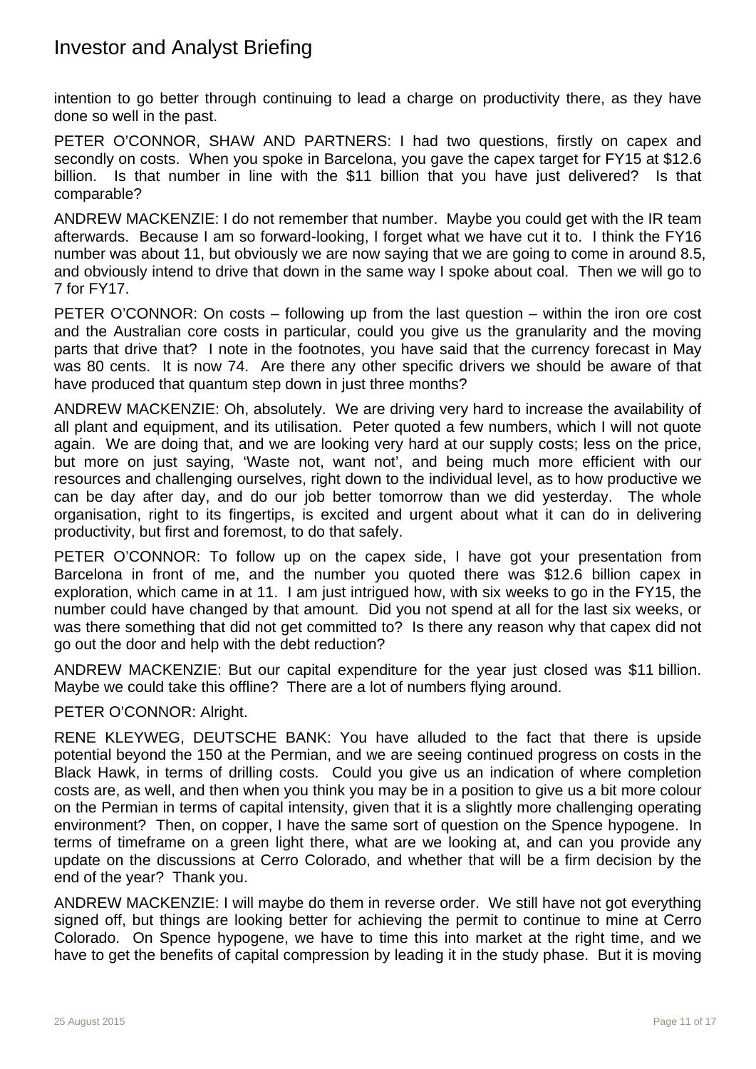intention to go better through continuing to lead a charge on productivity there, as they have done so well in the past.

PETER O'CONNOR, SHAW AND PARTNERS: I had two questions, firstly on capex and secondly on costs. When you spoke in Barcelona, you gave the capex target for FY15 at $12.6 billion. Is that number in line with the $11 billion that you have just delivered? Is that comparable?

ANDREW MACKENZIE: I do not remember that number. Maybe you could get with the IR team afterwards. Because I am so forward-looking, I forget what we have cut it to. I think the FY16 number was about 11, but obviously we are now saying that we are going to come in around 8.5, and obviously intend to drive that down in the same way I spoke about coal. Then we will go to 7 for FY17.

PETER O'CONNOR: On costs – following up from the last question – within the iron ore cost and the Australian core costs in particular, could you give us the granularity and the moving parts that drive that? I note in the footnotes, you have said that the currency forecast in May was 80 cents. It is now 74. Are there any other specific drivers we should be aware of that have produced that quantum step down in just three months?

ANDREW MACKENZIE: Oh, absolutely. We are driving very hard to increase the availability of all plant and equipment, and its utilisation. Peter quoted a few numbers, which I will not quote again. We are doing that, and we are looking very hard at our supply costs; less on the price, but more on just saying, 'Waste not, want not', and being much more efficient with our resources and challenging ourselves, right down to the individual level, as to how productive we can be day after day, and do our job better tomorrow than we did yesterday. The whole organisation, right to its fingertips, is excited and urgent about what it can do in delivering productivity, but first and foremost, to do that safely.

PETER O'CONNOR: To follow up on the capex side, I have got your presentation from Barcelona in front of me, and the number you quoted there was $12.6 billion capex in exploration, which came in at 11. I am just intrigued how, with six weeks to go in the FY15, the number could have changed by that amount. Did you not spend at all for the last six weeks, or was there something that did not get committed to? Is there any reason why that capex did not go out the door and help with the debt reduction?

ANDREW MACKENZIE: But our capital expenditure for the year just closed was $11 billion. Maybe we could take this offline? There are a lot of numbers flying around.

PETER O'CONNOR: Alright.

RENE KLEYWEG, DEUTSCHE BANK: You have alluded to the fact that there is upside potential beyond the 150 at the Permian, and we are seeing continued progress on costs in the Black Hawk, in terms of drilling costs. Could you give us an indication of where completion costs are, as well, and then when you think you may be in a position to give us a bit more colour on the Permian in terms of capital intensity, given that it is a slightly more challenging operating environment? Then, on copper, I have the same sort of question on the Spence hypogene. In terms of timeframe on a green light there, what are we looking at, and can you provide any update on the discussions at Cerro Colorado, and whether that will be a firm decision by the end of the year? Thank you.

ANDREW MACKENZIE: I will maybe do them in reverse order. We still have not got everything signed off, but things are looking better for achieving the permit to continue to mine at Cerro Colorado. On Spence hypogene, we have to time this into market at the right time, and we have to get the benefits of capital compression by leading it in the study phase. But it is moving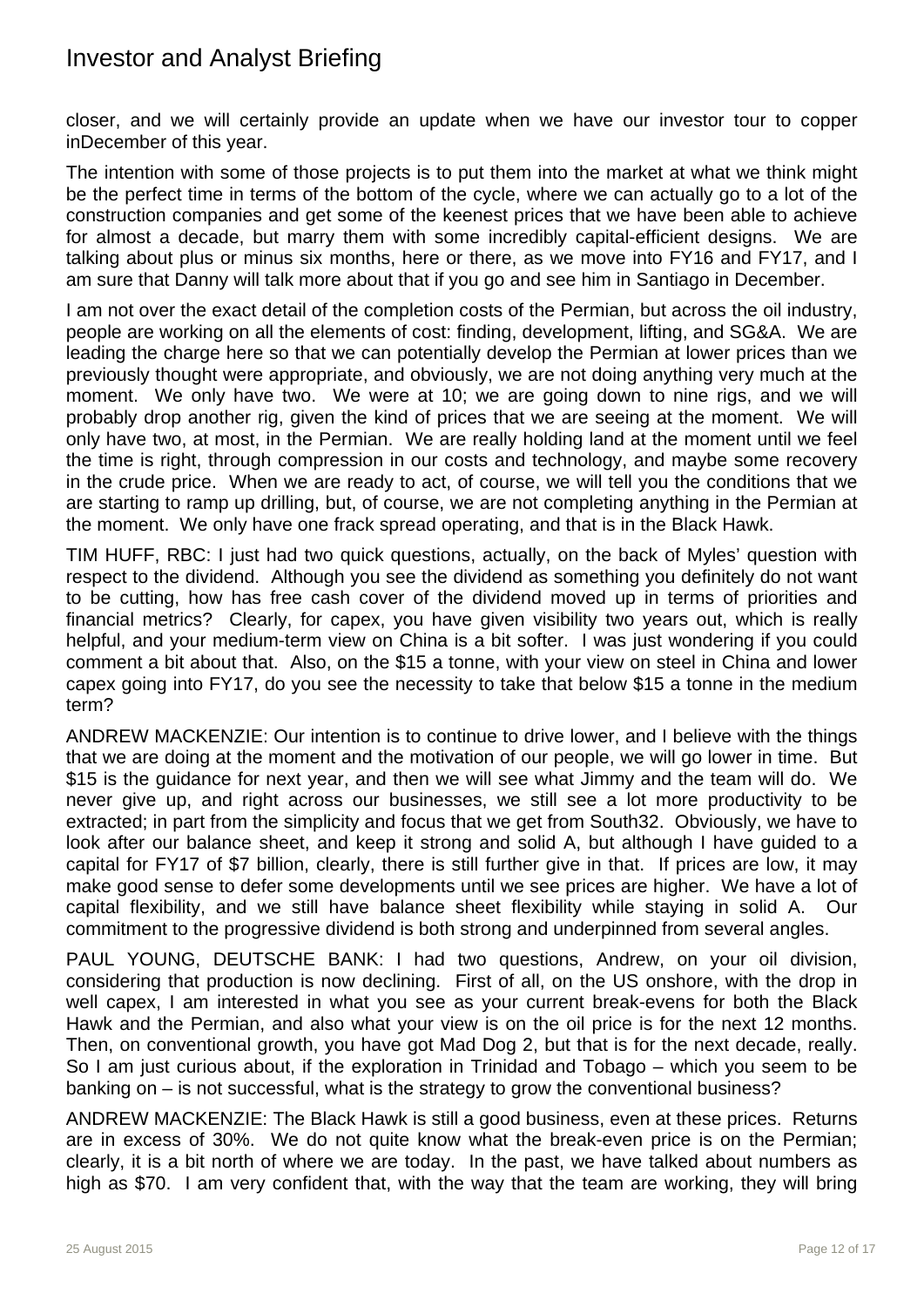closer, and we will certainly provide an update when we have our investor tour to copper inDecember of this year.

The intention with some of those projects is to put them into the market at what we think might be the perfect time in terms of the bottom of the cycle, where we can actually go to a lot of the construction companies and get some of the keenest prices that we have been able to achieve for almost a decade, but marry them with some incredibly capital-efficient designs. We are talking about plus or minus six months, here or there, as we move into FY16 and FY17, and I am sure that Danny will talk more about that if you go and see him in Santiago in December.

I am not over the exact detail of the completion costs of the Permian, but across the oil industry, people are working on all the elements of cost: finding, development, lifting, and SG&A. We are leading the charge here so that we can potentially develop the Permian at lower prices than we previously thought were appropriate, and obviously, we are not doing anything very much at the moment. We only have two. We were at 10; we are going down to nine rigs, and we will probably drop another rig, given the kind of prices that we are seeing at the moment. We will only have two, at most, in the Permian. We are really holding land at the moment until we feel the time is right, through compression in our costs and technology, and maybe some recovery in the crude price. When we are ready to act, of course, we will tell you the conditions that we are starting to ramp up drilling, but, of course, we are not completing anything in the Permian at the moment. We only have one frack spread operating, and that is in the Black Hawk.

TIM HUFF, RBC: I just had two quick questions, actually, on the back of Myles' question with respect to the dividend. Although you see the dividend as something you definitely do not want to be cutting, how has free cash cover of the dividend moved up in terms of priorities and financial metrics? Clearly, for capex, you have given visibility two years out, which is really helpful, and your medium-term view on China is a bit softer. I was just wondering if you could comment a bit about that. Also, on the $15 a tonne, with your view on steel in China and lower capex going into FY17, do you see the necessity to take that below $15 a tonne in the medium term?

ANDREW MACKENZIE: Our intention is to continue to drive lower, and I believe with the things that we are doing at the moment and the motivation of our people, we will go lower in time. But $15 is the guidance for next year, and then we will see what Jimmy and the team will do. We never give up, and right across our businesses, we still see a lot more productivity to be extracted; in part from the simplicity and focus that we get from South32. Obviously, we have to look after our balance sheet, and keep it strong and solid A, but although I have guided to a capital for FY17 of $7 billion, clearly, there is still further give in that. If prices are low, it may make good sense to defer some developments until we see prices are higher. We have a lot of capital flexibility, and we still have balance sheet flexibility while staying in solid A. Our commitment to the progressive dividend is both strong and underpinned from several angles.

PAUL YOUNG, DEUTSCHE BANK: I had two questions, Andrew, on your oil division, considering that production is now declining. First of all, on the US onshore, with the drop in well capex, I am interested in what you see as your current break-evens for both the Black Hawk and the Permian, and also what your view is on the oil price is for the next 12 months. Then, on conventional growth, you have got Mad Dog 2, but that is for the next decade, really. So I am just curious about, if the exploration in Trinidad and Tobago – which you seem to be banking on – is not successful, what is the strategy to grow the conventional business?

ANDREW MACKENZIE: The Black Hawk is still a good business, even at these prices. Returns are in excess of 30%. We do not quite know what the break-even price is on the Permian; clearly, it is a bit north of where we are today. In the past, we have talked about numbers as high as $70. I am very confident that, with the way that the team are working, they will bring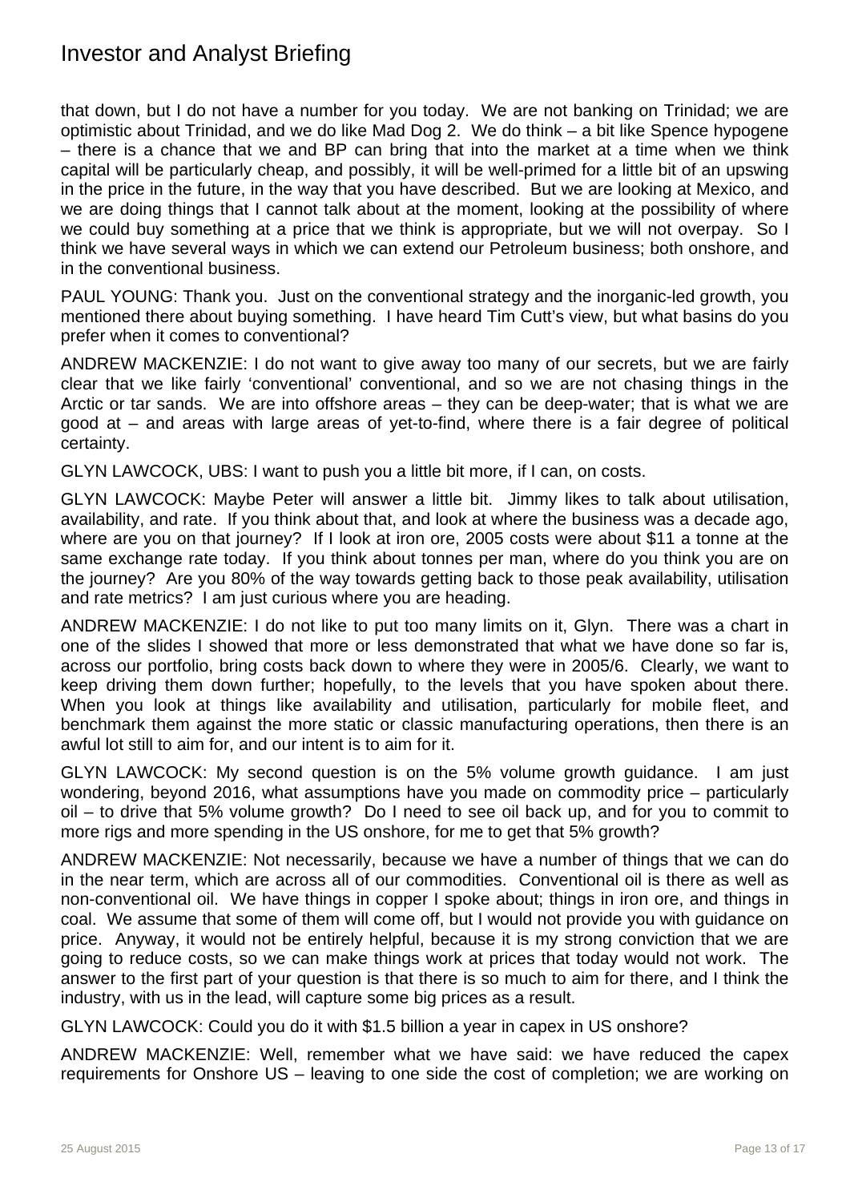that down, but I do not have a number for you today. We are not banking on Trinidad; we are optimistic about Trinidad, and we do like Mad Dog 2. We do think – a bit like Spence hypogene – there is a chance that we and BP can bring that into the market at a time when we think capital will be particularly cheap, and possibly, it will be well-primed for a little bit of an upswing in the price in the future, in the way that you have described. But we are looking at Mexico, and we are doing things that I cannot talk about at the moment, looking at the possibility of where we could buy something at a price that we think is appropriate, but we will not overpay. So I think we have several ways in which we can extend our Petroleum business; both onshore, and in the conventional business.

PAUL YOUNG: Thank you. Just on the conventional strategy and the inorganic-led growth, you mentioned there about buying something. I have heard Tim Cutt's view, but what basins do you prefer when it comes to conventional?

ANDREW MACKENZIE: I do not want to give away too many of our secrets, but we are fairly clear that we like fairly 'conventional' conventional, and so we are not chasing things in the Arctic or tar sands. We are into offshore areas – they can be deep-water; that is what we are good at – and areas with large areas of yet-to-find, where there is a fair degree of political certainty.

GLYN LAWCOCK, UBS: I want to push you a little bit more, if I can, on costs.

GLYN LAWCOCK: Maybe Peter will answer a little bit. Jimmy likes to talk about utilisation, availability, and rate. If you think about that, and look at where the business was a decade ago, where are you on that journey? If I look at iron ore, 2005 costs were about $11 a tonne at the same exchange rate today. If you think about tonnes per man, where do you think you are on the journey? Are you 80% of the way towards getting back to those peak availability, utilisation and rate metrics? I am just curious where you are heading.

ANDREW MACKENZIE: I do not like to put too many limits on it, Glyn. There was a chart in one of the slides I showed that more or less demonstrated that what we have done so far is, across our portfolio, bring costs back down to where they were in 2005/6. Clearly, we want to keep driving them down further; hopefully, to the levels that you have spoken about there. When you look at things like availability and utilisation, particularly for mobile fleet, and benchmark them against the more static or classic manufacturing operations, then there is an awful lot still to aim for, and our intent is to aim for it.

GLYN LAWCOCK: My second question is on the 5% volume growth guidance. I am just wondering, beyond 2016, what assumptions have you made on commodity price – particularly oil – to drive that 5% volume growth? Do I need to see oil back up, and for you to commit to more rigs and more spending in the US onshore, for me to get that 5% growth?

ANDREW MACKENZIE: Not necessarily, because we have a number of things that we can do in the near term, which are across all of our commodities. Conventional oil is there as well as non-conventional oil. We have things in copper I spoke about; things in iron ore, and things in coal. We assume that some of them will come off, but I would not provide you with guidance on price. Anyway, it would not be entirely helpful, because it is my strong conviction that we are going to reduce costs, so we can make things work at prices that today would not work. The answer to the first part of your question is that there is so much to aim for there, and I think the industry, with us in the lead, will capture some big prices as a result.

GLYN LAWCOCK: Could you do it with $1.5 billion a year in capex in US onshore?

ANDREW MACKENZIE: Well, remember what we have said: we have reduced the capex requirements for Onshore US – leaving to one side the cost of completion; we are working on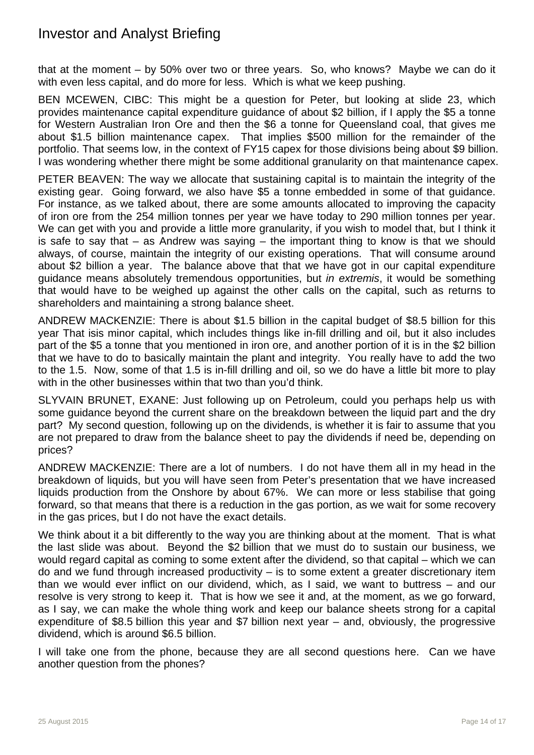that at the moment – by 50% over two or three years. So, who knows? Maybe we can do it with even less capital, and do more for less. Which is what we keep pushing.

BEN MCEWEN, CIBC: This might be a question for Peter, but looking at slide 23, which provides maintenance capital expenditure guidance of about $2 billion, if I apply the $5 a tonne for Western Australian Iron Ore and then the $6 a tonne for Queensland coal, that gives me about $1.5 billion maintenance capex. That implies $500 million for the remainder of the portfolio. That seems low, in the context of FY15 capex for those divisions being about $9 billion. I was wondering whether there might be some additional granularity on that maintenance capex.

PETER BEAVEN: The way we allocate that sustaining capital is to maintain the integrity of the existing gear. Going forward, we also have $5 a tonne embedded in some of that guidance. For instance, as we talked about, there are some amounts allocated to improving the capacity of iron ore from the 254 million tonnes per year we have today to 290 million tonnes per year. We can get with you and provide a little more granularity, if you wish to model that, but I think it is safe to say that – as Andrew was saying – the important thing to know is that we should always, of course, maintain the integrity of our existing operations. That will consume around about $2 billion a year. The balance above that that we have got in our capital expenditure guidance means absolutely tremendous opportunities, but *in extremis*, it would be something that would have to be weighed up against the other calls on the capital, such as returns to shareholders and maintaining a strong balance sheet.

ANDREW MACKENZIE: There is about $1.5 billion in the capital budget of $8.5 billion for this year That isis minor capital, which includes things like in-fill drilling and oil, but it also includes part of the $5 a tonne that you mentioned in iron ore, and another portion of it is in the $2 billion that we have to do to basically maintain the plant and integrity. You really have to add the two to the 1.5. Now, some of that 1.5 is in-fill drilling and oil, so we do have a little bit more to play with in the other businesses within that two than you'd think.

SLYVAIN BRUNET, EXANE: Just following up on Petroleum, could you perhaps help us with some guidance beyond the current share on the breakdown between the liquid part and the dry part? My second question, following up on the dividends, is whether it is fair to assume that you are not prepared to draw from the balance sheet to pay the dividends if need be, depending on prices?

ANDREW MACKENZIE: There are a lot of numbers. I do not have them all in my head in the breakdown of liquids, but you will have seen from Peter's presentation that we have increased liquids production from the Onshore by about 67%. We can more or less stabilise that going forward, so that means that there is a reduction in the gas portion, as we wait for some recovery in the gas prices, but I do not have the exact details.

We think about it a bit differently to the way you are thinking about at the moment. That is what the last slide was about. Beyond the $2 billion that we must do to sustain our business, we would regard capital as coming to some extent after the dividend, so that capital – which we can do and we fund through increased productivity – is to some extent a greater discretionary item than we would ever inflict on our dividend, which, as I said, we want to buttress – and our resolve is very strong to keep it. That is how we see it and, at the moment, as we go forward, as I say, we can make the whole thing work and keep our balance sheets strong for a capital expenditure of $8.5 billion this year and $7 billion next year – and, obviously, the progressive dividend, which is around $6.5 billion.

I will take one from the phone, because they are all second questions here. Can we have another question from the phones?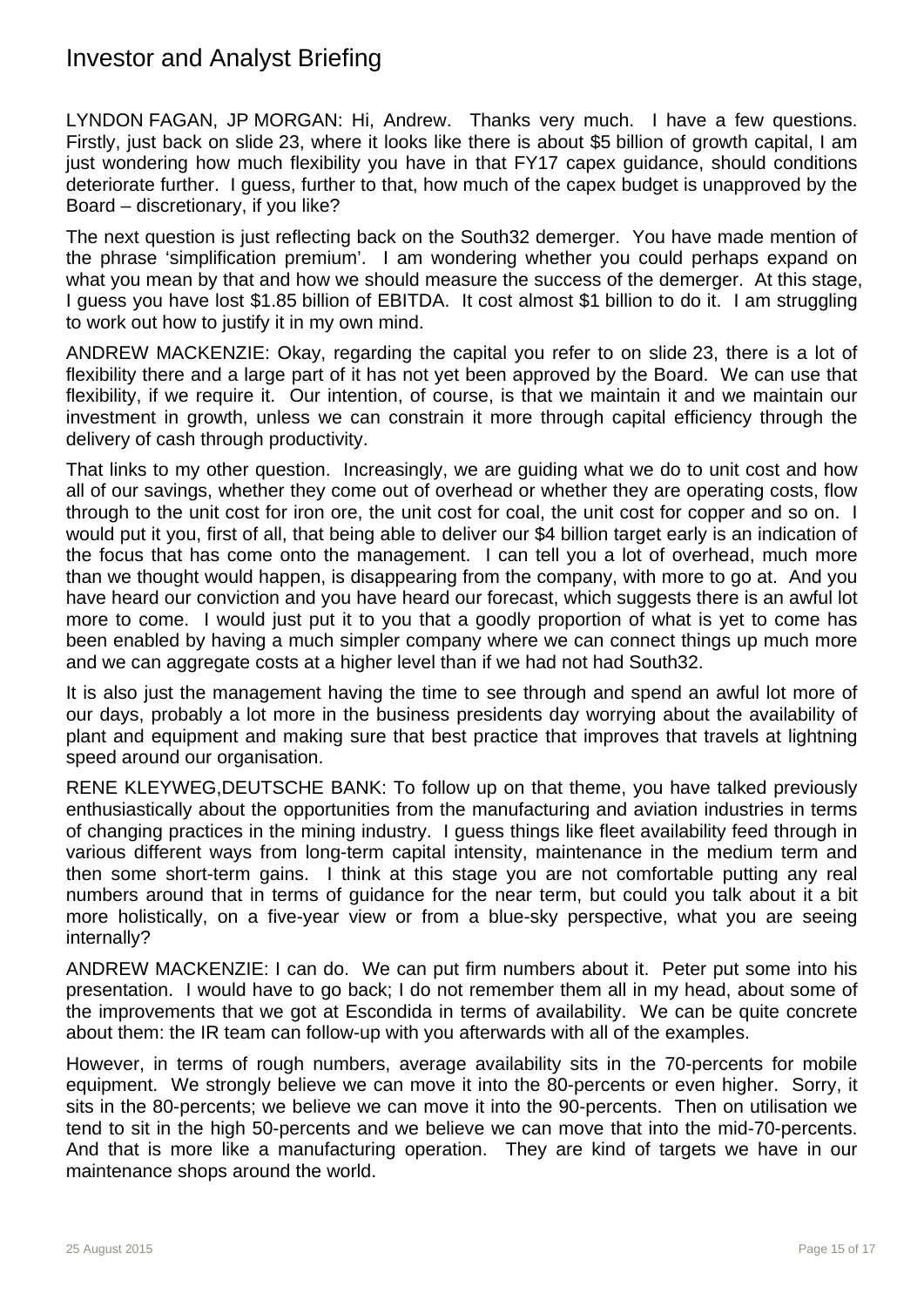LYNDON FAGAN, JP MORGAN: Hi, Andrew. Thanks very much. I have a few questions. Firstly, just back on slide 23, where it looks like there is about $5 billion of growth capital, I am just wondering how much flexibility you have in that FY17 capex guidance, should conditions deteriorate further. I guess, further to that, how much of the capex budget is unapproved by the Board – discretionary, if you like?

The next question is just reflecting back on the South32 demerger. You have made mention of the phrase 'simplification premium'. I am wondering whether you could perhaps expand on what you mean by that and how we should measure the success of the demerger. At this stage, I guess you have lost $1.85 billion of EBITDA. It cost almost $1 billion to do it. I am struggling to work out how to justify it in my own mind.

ANDREW MACKENZIE: Okay, regarding the capital you refer to on slide 23, there is a lot of flexibility there and a large part of it has not yet been approved by the Board. We can use that flexibility, if we require it. Our intention, of course, is that we maintain it and we maintain our investment in growth, unless we can constrain it more through capital efficiency through the delivery of cash through productivity.

That links to my other question. Increasingly, we are guiding what we do to unit cost and how all of our savings, whether they come out of overhead or whether they are operating costs, flow through to the unit cost for iron ore, the unit cost for coal, the unit cost for copper and so on. I would put it you, first of all, that being able to deliver our $4 billion target early is an indication of the focus that has come onto the management. I can tell you a lot of overhead, much more than we thought would happen, is disappearing from the company, with more to go at. And you have heard our conviction and you have heard our forecast, which suggests there is an awful lot more to come. I would just put it to you that a goodly proportion of what is yet to come has been enabled by having a much simpler company where we can connect things up much more and we can aggregate costs at a higher level than if we had not had South32.

It is also just the management having the time to see through and spend an awful lot more of our days, probably a lot more in the business presidents day worrying about the availability of plant and equipment and making sure that best practice that improves that travels at lightning speed around our organisation.

RENE KLEYWEG,DEUTSCHE BANK: To follow up on that theme, you have talked previously enthusiastically about the opportunities from the manufacturing and aviation industries in terms of changing practices in the mining industry. I guess things like fleet availability feed through in various different ways from long-term capital intensity, maintenance in the medium term and then some short-term gains. I think at this stage you are not comfortable putting any real numbers around that in terms of guidance for the near term, but could you talk about it a bit more holistically, on a five-year view or from a blue-sky perspective, what you are seeing internally?

ANDREW MACKENZIE: I can do. We can put firm numbers about it. Peter put some into his presentation. I would have to go back; I do not remember them all in my head, about some of the improvements that we got at Escondida in terms of availability. We can be quite concrete about them: the IR team can follow-up with you afterwards with all of the examples.

However, in terms of rough numbers, average availability sits in the 70-percents for mobile equipment. We strongly believe we can move it into the 80-percents or even higher. Sorry, it sits in the 80-percents; we believe we can move it into the 90-percents. Then on utilisation we tend to sit in the high 50-percents and we believe we can move that into the mid-70-percents. And that is more like a manufacturing operation. They are kind of targets we have in our maintenance shops around the world.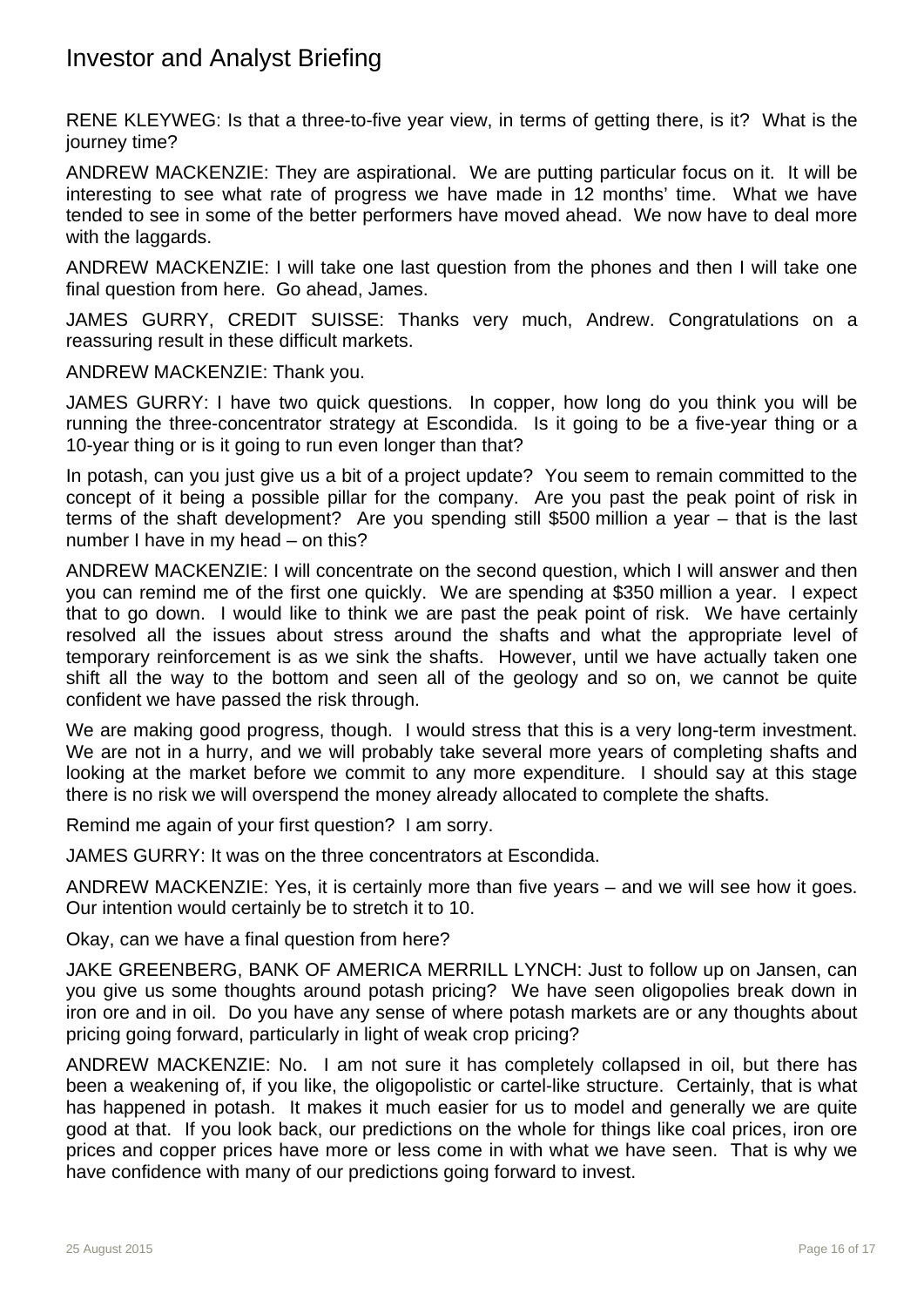RENE KLEYWEG: Is that a three-to-five year view, in terms of getting there, is it? What is the journey time?

ANDREW MACKENZIE: They are aspirational. We are putting particular focus on it. It will be interesting to see what rate of progress we have made in 12 months' time. What we have tended to see in some of the better performers have moved ahead. We now have to deal more with the laggards.

ANDREW MACKENZIE: I will take one last question from the phones and then I will take one final question from here. Go ahead, James.

JAMES GURRY, CREDIT SUISSE: Thanks very much, Andrew. Congratulations on a reassuring result in these difficult markets.

ANDREW MACKENZIE: Thank you.

JAMES GURRY: I have two quick questions. In copper, how long do you think you will be running the three-concentrator strategy at Escondida. Is it going to be a five-year thing or a 10-year thing or is it going to run even longer than that?

In potash, can you just give us a bit of a project update? You seem to remain committed to the concept of it being a possible pillar for the company. Are you past the peak point of risk in terms of the shaft development? Are you spending still \$500 million a year – that is the last number I have in my head – on this?

ANDREW MACKENZIE: I will concentrate on the second question, which I will answer and then you can remind me of the first one quickly. We are spending at \$350 million a year. I expect that to go down. I would like to think we are past the peak point of risk. We have certainly resolved all the issues about stress around the shafts and what the appropriate level of temporary reinforcement is as we sink the shafts. However, until we have actually taken one shift all the way to the bottom and seen all of the geology and so on, we cannot be quite confident we have passed the risk through.

We are making good progress, though. I would stress that this is a very long-term investment. We are not in a hurry, and we will probably take several more years of completing shafts and looking at the market before we commit to any more expenditure. I should say at this stage there is no risk we will overspend the money already allocated to complete the shafts.

Remind me again of your first question? I am sorry.

JAMES GURRY: It was on the three concentrators at Escondida.

ANDREW MACKENZIE: Yes, it is certainly more than five years – and we will see how it goes. Our intention would certainly be to stretch it to 10.

Okay, can we have a final question from here?

JAKE GREENBERG, BANK OF AMERICA MERRILL LYNCH: Just to follow up on Jansen, can you give us some thoughts around potash pricing? We have seen oligopolies break down in iron ore and in oil. Do you have any sense of where potash markets are or any thoughts about pricing going forward, particularly in light of weak crop pricing?

ANDREW MACKENZIE: No. I am not sure it has completely collapsed in oil, but there has been a weakening of, if you like, the oligopolistic or cartel-like structure. Certainly, that is what has happened in potash. It makes it much easier for us to model and generally we are quite good at that. If you look back, our predictions on the whole for things like coal prices, iron ore prices and copper prices have more or less come in with what we have seen. That is why we have confidence with many of our predictions going forward to invest.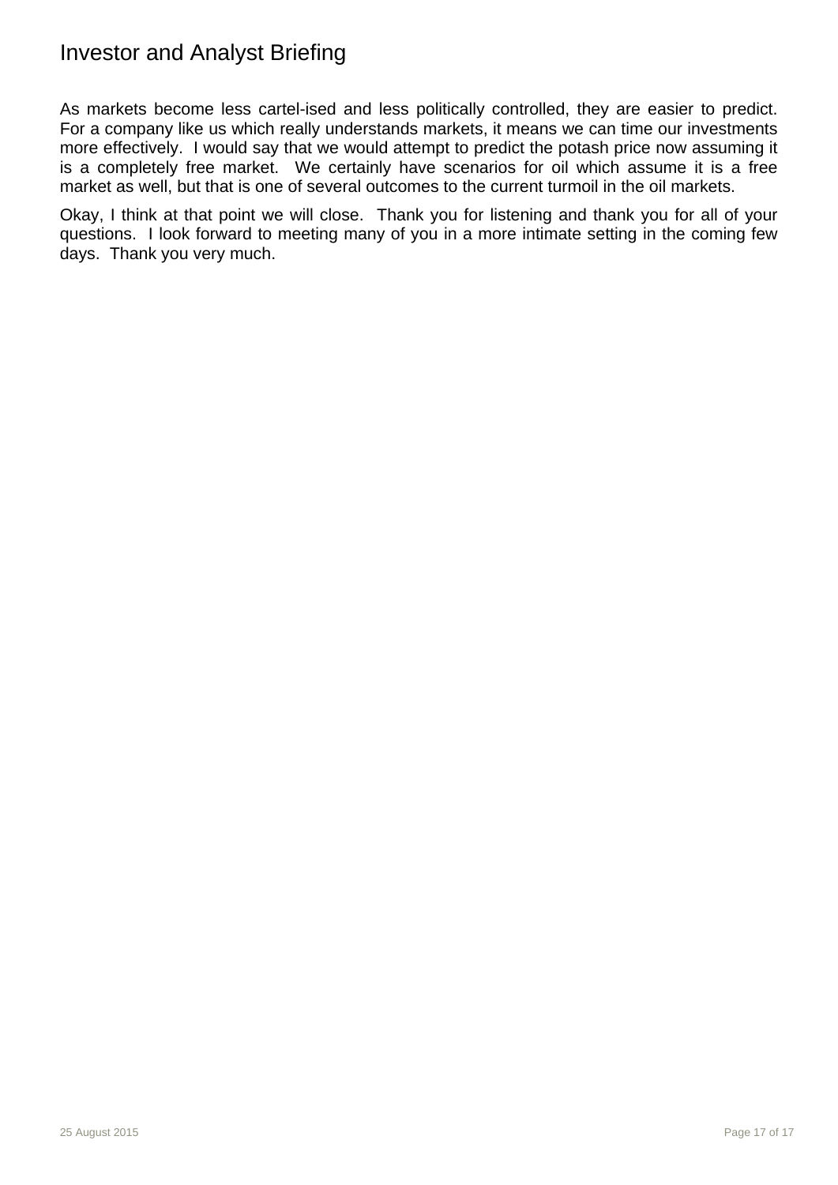As markets become less cartel-ised and less politically controlled, they are easier to predict. For a company like us which really understands markets, it means we can time our investments more effectively. I would say that we would attempt to predict the potash price now assuming it is a completely free market. We certainly have scenarios for oil which assume it is a free market as well, but that is one of several outcomes to the current turmoil in the oil markets.

Okay, I think at that point we will close. Thank you for listening and thank you for all of your questions. I look forward to meeting many of you in a more intimate setting in the coming few days. Thank you very much.